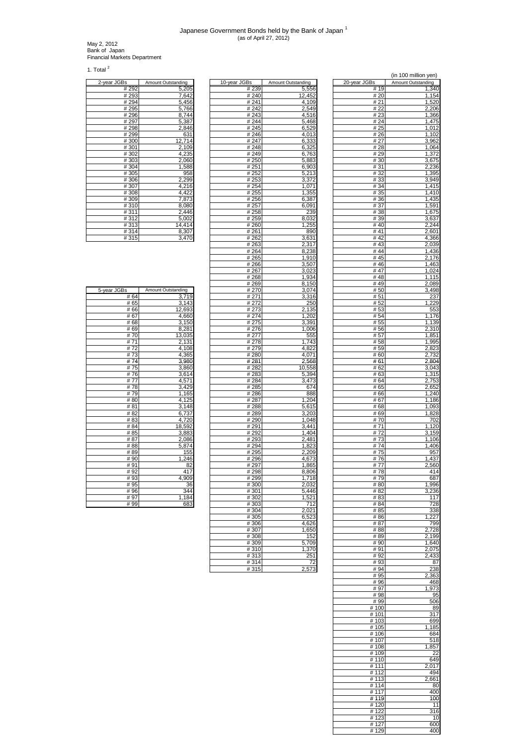# Japanese Government Bonds held by the Bank of Japan [1]

(as of April 27, 2012)

May 2, 2012
Bank of Japan
Financial Markets Department

## 1. Total [2]

(in 100 million yen)

| 2-year JGBs | Amount Outstanding |
|---|---|
| # 292 | 5,205 |
| # 293 | 7,642 |
| # 294 | 5,456 |
| # 295 | 5,766 |
| # 296 | 8,744 |
| # 297 | 5,387 |
| # 298 | 2,846 |
| # 299 | 631 |
| # 300 | 12,714 |
| # 301 | 2,109 |
| # 302 | 4,235 |
| # 303 | 2,060 |
| # 304 | 1,588 |
| # 305 | 958 |
| # 306 | 2,299 |
| # 307 | 4,216 |
| # 308 | 4,422 |
| # 309 | 7,873 |
| # 310 | 8,080 |
| # 311 | 2,446 |
| # 312 | 5,002 |
| # 313 | 14,414 |
| # 314 | 8,307 |
| # 315 | 3,470 |

| 5-year JGBs | Amount Outstanding |
|---|---|
| # 64 | 3,719 |
| # 65 | 3,143 |
| # 66 | 12,693 |
| # 67 | 4,660 |
| # 68 | 3,150 |
| # 69 | 8,281 |
| # 70 | 13,035 |
| # 71 | 2,131 |
| # 72 | 4,108 |
| # 73 | 4,365 |
| # 74 | 3,980 |
| # 75 | 3,860 |
| # 76 | 3,614 |
| # 77 | 4,571 |
| # 78 | 3,429 |
| # 79 | 1,165 |
| # 80 | 4,125 |
| # 81 | 3,148 |
| # 82 | 6,737 |
| # 83 | 4,720 |
| # 84 | 18,592 |
| # 85 | 3,883 |
| # 87 | 2,086 |
| # 88 | 5,874 |
| # 89 | 155 |
| # 90 | 1,246 |
| # 91 | 82 |
| # 92 | 417 |
| # 93 | 4,909 |
| # 95 | 36 |
| # 96 | 344 |
| # 97 | 1,184 |
| # 99 | 683 |

| 10-year JGBs | Amount Outstanding |
|---|---|
| # 239 | 5,556 |
| # 240 | 12,452 |
| # 241 | 4,109 |
| # 242 | 2,549 |
| # 243 | 4,516 |
| # 244 | 5,468 |
| # 245 | 6,529 |
| # 246 | 4,013 |
| # 247 | 6,333 |
| # 248 | 6,325 |
| # 249 | 6,763 |
| # 250 | 5,883 |
| # 251 | 6,903 |
| # 252 | 5,213 |
| # 253 | 3,372 |
| # 254 | 1,071 |
| # 255 | 1,355 |
| # 256 | 6,387 |
| # 257 | 6,091 |
| # 258 | 239 |
| # 259 | 8,032 |
| # 260 | 1,255 |
| # 261 | 890 |
| # 262 | 3,631 |
| # 263 | 2,317 |
| # 264 | 8,238 |
| # 265 | 1,910 |
| # 266 | 3,507 |
| # 267 | 3,023 |
| # 268 | 1,934 |
| # 269 | 8,150 |
| # 270 | 3,074 |
| # 271 | 3,316 |
| # 272 | 250 |
| # 273 | 2,135 |
| # 274 | 1,202 |
| # 275 | 3,391 |
| # 276 | 1,006 |
| # 277 | 555 |
| # 278 | 1,743 |
| # 279 | 4,822 |
| # 280 | 4,071 |
| # 281 | 2,568 |
| # 282 | 10,558 |
| # 283 | 5,394 |
| # 284 | 3,473 |
| # 285 | 674 |
| # 286 | 888 |
| # 287 | 1,204 |
| # 288 | 5,615 |
| # 289 | 3,203 |
| # 290 | 1,048 |
| # 291 | 3,441 |
| # 292 | 1,404 |
| # 293 | 2,481 |
| # 294 | 1,823 |
| # 295 | 2,209 |
| # 296 | 4,673 |
| # 297 | 1,865 |
| # 298 | 8,806 |
| # 299 | 1,718 |
| # 300 | 2,032 |
| # 301 | 5,446 |
| # 302 | 1,521 |
| # 303 | 712 |
| # 304 | 2,021 |
| # 305 | 6,523 |
| # 306 | 4,626 |
| # 307 | 1,650 |
| # 308 | 152 |
| # 309 | 5,709 |
| # 310 | 1,370 |
| # 313 | 251 |
| # 314 | 72 |
| # 315 | 2,573 |

| 20-year JGBs | Amount Outstanding |
|---|---|
| # 19 | 1,340 |
| # 20 | 1,154 |
| # 21 | 1,520 |
| # 22 | 2,206 |
| # 23 | 1,366 |
| # 24 | 1,475 |
| # 25 | 1,012 |
| # 26 | 1,102 |
| # 27 | 3,962 |
| # 28 | 1,064 |
| # 29 | 1,372 |
| # 30 | 3,675 |
| # 31 | 2,236 |
| # 32 | 1,395 |
| # 33 | 3,949 |
| # 34 | 1,415 |
| # 35 | 1,410 |
| # 36 | 1,435 |
| # 37 | 1,591 |
| # 38 | 1,675 |
| # 39 | 3,637 |
| # 40 | 2,244 |
| # 41 | 2,601 |
| # 42 | 4,366 |
| # 43 | 2,039 |
| # 44 | 1,436 |
| # 45 | 2,176 |
| # 46 | 1,463 |
| # 47 | 1,024 |
| # 48 | 1,115 |
| # 49 | 2,089 |
| # 50 | 3,498 |
| # 51 | 237 |
| # 52 | 1,229 |
| # 53 | 553 |
| # 54 | 1,176 |
| # 55 | 1,139 |
| # 56 | 2,310 |
| # 57 | 1,851 |
| # 58 | 1,995 |
| # 59 | 2,823 |
| # 60 | 2,732 |
| # 61 | 2,804 |
| # 62 | 3,043 |
| # 63 | 1,315 |
| # 64 | 2,753 |
| # 65 | 2,652 |
| # 66 | 1,240 |
| # 67 | 1,186 |
| # 68 | 1,093 |
| # 69 | 1,828 |
| # 70 | 702 |
| # 71 | 1,120 |
| # 72 | 3,159 |
| # 73 | 1,106 |
| # 74 | 1,406 |
| # 75 | 957 |
| # 76 | 1,437 |
| # 77 | 2,560 |
| # 78 | 414 |
| # 79 | 687 |
| # 80 | 1,996 |
| # 82 | 3,236 |
| # 83 | 117 |
| # 84 | 728 |
| # 85 | 338 |
| # 86 | 1,227 |
| # 87 | 799 |
| # 88 | 2,728 |
| # 89 | 2,199 |
| # 90 | 1,640 |
| # 91 | 2,075 |
| # 92 | 2,433 |
| # 93 | 87 |
| # 94 | 238 |
| # 95 | 2,363 |
| # 96 | 468 |
| # 97 | 1,973 |
| # 98 | 95 |
| # 99 | 506 |
| # 100 | 89 |
| # 101 | 317 |
| # 103 | 699 |
| # 105 | 1,185 |
| # 106 | 684 |
| # 107 | 518 |
| # 108 | 1,857 |
| # 109 | 22 |
| # 110 | 649 |
| # 111 | 2,017 |
| # 112 | 494 |
| # 113 | 2,661 |
| # 114 | 80 |
| # 117 | 400 |
| # 119 | 100 |
| # 120 | 11 |
| # 122 | 316 |
| # 123 | 10 |
| # 127 | 600 |
| # 129 | 400 |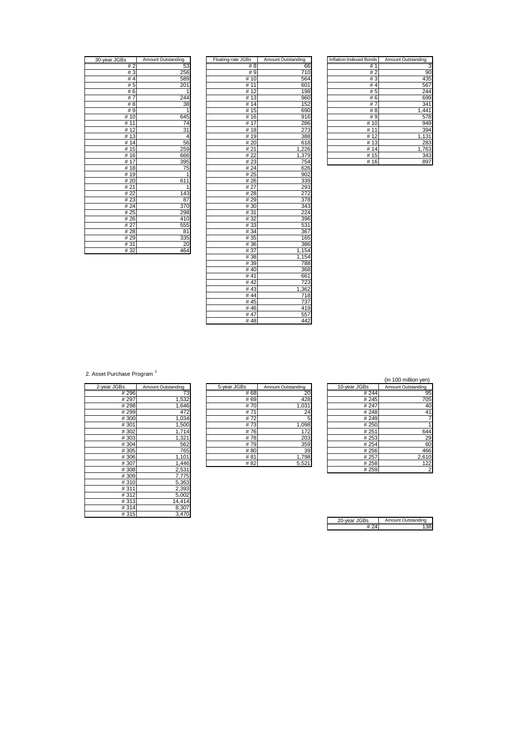| 30-year JGBs | Amount Outstanding |
|---|---|
| # 2 | 53 |
| # 3 | 256 |
| # 4 | 589 |
| # 5 | 201 |
| # 6 | 1 |
| # 7 | 244 |
| # 8 | 38 |
| # 9 | 1 |
| # 10 | 645 |
| # 11 | 74 |
| # 12 | 31 |
| # 13 | 4 |
| # 14 | 56 |
| # 15 | 259 |
| # 16 | 666 |
| # 17 | 395 |
| # 18 | 75 |
| # 19 | 1 |
| # 20 | 611 |
| # 21 | 1 |
| # 22 | 143 |
| # 23 | 87 |
| # 24 | 370 |
| # 25 | 298 |
| # 26 | 410 |
| # 27 | 555 |
| # 28 | 81 |
| # 29 | 335 |
| # 31 | 20 |
| # 32 | 464 |

| Floating-rate JGBs | Amount Outstanding |
|---|---|
| # 8 | 66 |
| # 9 | 710 |
| # 10 | 564 |
| # 11 | 601 |
| # 12 | 198 |
| # 13 | 960 |
| # 14 | 152 |
| # 15 | 690 |
| # 16 | 916 |
| # 17 | 286 |
| # 18 | 273 |
| # 19 | 388 |
| # 20 | 618 |
| # 21 | 1,226 |
| # 22 | 1,379 |
| # 23 | 754 |
| # 24 | 626 |
| # 25 | 902 |
| # 26 | 339 |
| # 27 | 293 |
| # 28 | 272 |
| # 29 | 378 |
| # 30 | 343 |
| # 31 | 224 |
| # 32 | 396 |
| # 33 | 531 |
| # 34 | 367 |
| # 35 | 165 |
| # 36 | 386 |
| # 37 | 1,154 |
| # 38 | 1,154 |
| # 39 | 788 |
| # 40 | 368 |
| # 41 | 661 |
| # 42 | 723 |
| # 43 | 1,362 |
| # 44 | 718 |
| # 45 | 737 |
| # 46 | 419 |
| # 47 | 557 |
| # 48 | 442 |

| Inflation-Indexed Bonds | Amount Outstanding |
|---|---|
| # 1 | 3 |
| # 2 | 90 |
| # 3 | 435 |
| # 4 | 567 |
| # 5 | 244 |
| # 6 | 699 |
| # 7 | 341 |
| # 8 | 1,441 |
| # 9 | 578 |
| # 10 | 949 |
| # 11 | 394 |
| # 12 | 1,131 |
| # 13 | 283 |
| # 14 | 1,763 |
| # 15 | 343 |
| # 16 | 897 |

2. Asset Purchase Program [3]

(in 100 million yen)

| 2-year JGBs | Amount Outstanding |
|---|---|
| # 296 | 73 |
| # 297 | 1,532 |
| # 298 | 1,646 |
| # 299 | 472 |
| # 300 | 1,034 |
| # 301 | 1,500 |
| # 302 | 1,714 |
| # 303 | 1,321 |
| # 304 | 562 |
| # 305 | 765 |
| # 306 | 1,101 |
| # 307 | 1,446 |
| # 308 | 2,531 |
| # 309 | 7,775 |
| # 310 | 5,363 |
| # 311 | 2,393 |
| # 312 | 5,002 |
| # 313 | 14,414 |
| # 314 | 8,307 |
| # 315 | 3,470 |

| 5-year JGBs | Amount Outstanding |
|---|---|
| # 68 | 20 |
| # 69 | 428 |
| # 70 | 1,031 |
| # 71 | 24 |
| # 72 | 5 |
| # 73 | 1,098 |
| # 76 | 172 |
| # 78 | 203 |
| # 79 | 359 |
| # 80 | 39 |
| # 81 | 1,798 |
| # 82 | 5,521 |

| 10-year JGBs | Amount Outstanding |
|---|---|
| # 244 | 95 |
| # 245 | 705 |
| # 247 | 40 |
| # 248 | 41 |
| # 249 | 7 |
| # 250 | 1 |
| # 251 | 644 |
| # 253 | 29 |
| # 254 | 60 |
| # 256 | 466 |
| # 257 | 2,610 |
| # 258 | 122 |
| # 259 | 2 |

| 20-year JGBs | Amount Outstanding |
|---|---|
| # 24 | 138 |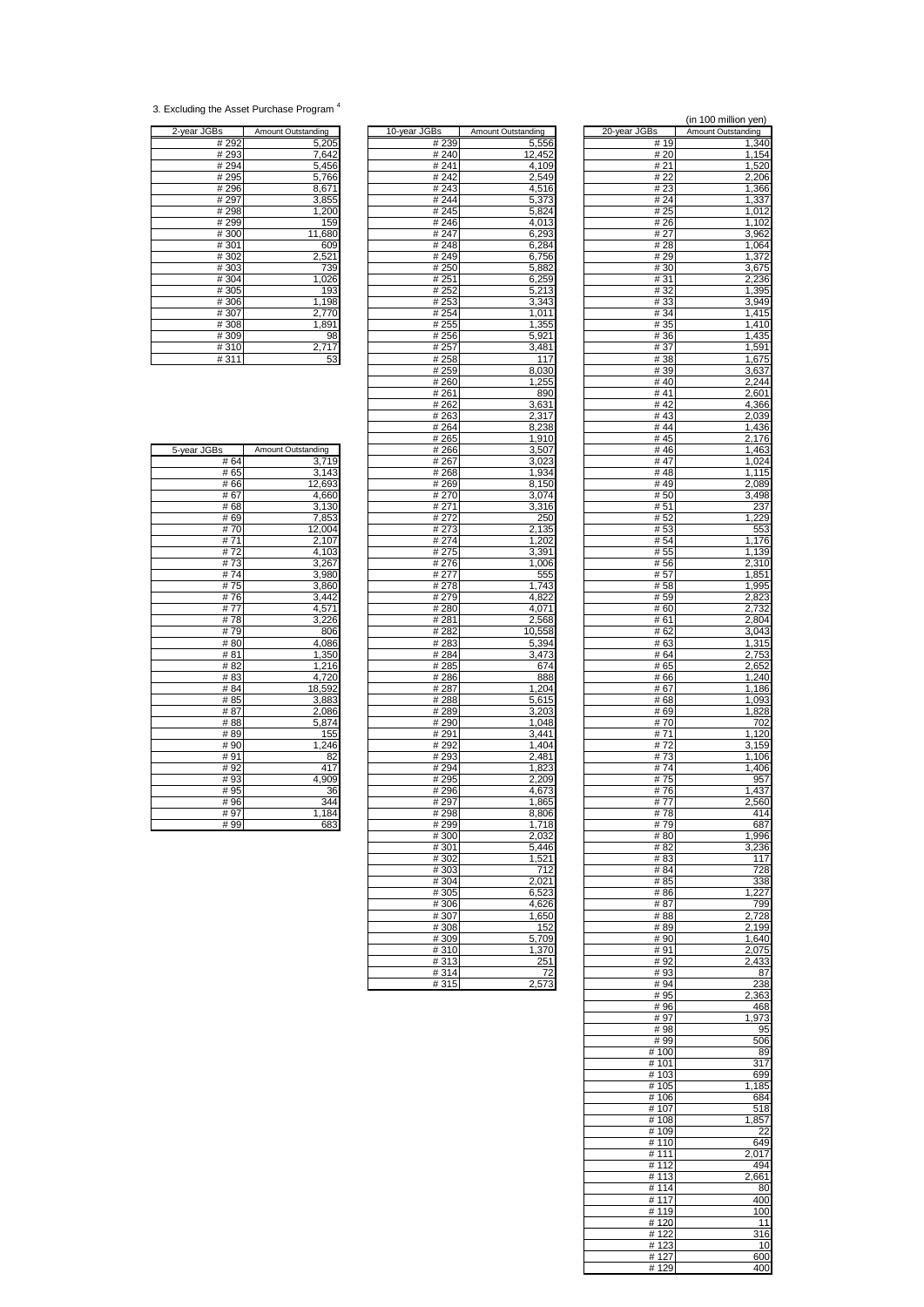3. Excluding the Asset Purchase Program [4]

(in 100 million yen)

| 2-year JGBs | Amount Outstanding |
|---|---|
| # 292 | 5,205 |
| # 293 | 7,642 |
| # 294 | 5,456 |
| # 295 | 5,766 |
| # 296 | 8,671 |
| # 297 | 3,855 |
| # 298 | 1,200 |
| # 299 | 159 |
| # 300 | 11,680 |
| # 301 | 609 |
| # 302 | 2,521 |
| # 303 | 739 |
| # 304 | 1,026 |
| # 305 | 193 |
| # 306 | 1,198 |
| # 307 | 2,770 |
| # 308 | 1,891 |
| # 309 | 98 |
| # 310 | 2,717 |
| # 311 | 53 |

| 5-year JGBs | Amount Outstanding |
|---|---|
| # 64 | 3,719 |
| # 65 | 3,143 |
| # 66 | 12,693 |
| # 67 | 4,660 |
| # 68 | 3,130 |
| # 69 | 7,853 |
| # 70 | 12,004 |
| # 71 | 2,107 |
| # 72 | 4,103 |
| # 73 | 3,267 |
| # 74 | 3,980 |
| # 75 | 3,860 |
| # 76 | 3,442 |
| # 77 | 4,571 |
| # 78 | 3,226 |
| # 79 | 806 |
| # 80 | 4,086 |
| # 81 | 1,350 |
| # 82 | 1,216 |
| # 83 | 4,720 |
| # 84 | 18,592 |
| # 85 | 3,883 |
| # 87 | 2,086 |
| # 88 | 5,874 |
| # 89 | 155 |
| # 90 | 1,246 |
| # 91 | 82 |
| # 92 | 417 |
| # 93 | 4,909 |
| # 95 | 36 |
| # 96 | 344 |
| # 97 | 1,184 |
| # 99 | 683 |

| 10-year JGBs | Amount Outstanding |
|---|---|
| # 239 | 5,556 |
| # 240 | 12,452 |
| # 241 | 4,109 |
| # 242 | 2,549 |
| # 243 | 4,516 |
| # 244 | 5,373 |
| # 245 | 5,824 |
| # 246 | 4,013 |
| # 247 | 6,293 |
| # 248 | 6,284 |
| # 249 | 6,756 |
| # 250 | 5,882 |
| # 251 | 6,259 |
| # 252 | 5,213 |
| # 253 | 3,343 |
| # 254 | 1,011 |
| # 255 | 1,355 |
| # 256 | 5,921 |
| # 257 | 3,481 |
| # 258 | 117 |
| # 259 | 8,030 |
| # 260 | 1,255 |
| # 261 | 890 |
| # 262 | 3,631 |
| # 263 | 2,317 |
| # 264 | 8,238 |
| # 265 | 1,910 |
| # 266 | 3,507 |
| # 267 | 3,023 |
| # 268 | 1,934 |
| # 269 | 8,150 |
| # 270 | 3,074 |
| # 271 | 3,316 |
| # 272 | 250 |
| # 273 | 2,135 |
| # 274 | 1,202 |
| # 275 | 3,391 |
| # 276 | 1,006 |
| # 277 | 555 |
| # 278 | 1,743 |
| # 279 | 4,822 |
| # 280 | 4,071 |
| # 281 | 2,568 |
| # 282 | 10,558 |
| # 283 | 5,394 |
| # 284 | 3,473 |
| # 285 | 674 |
| # 286 | 888 |
| # 287 | 1,204 |
| # 288 | 5,615 |
| # 289 | 3,203 |
| # 290 | 1,048 |
| # 291 | 3,441 |
| # 292 | 1,404 |
| # 293 | 2,481 |
| # 294 | 1,823 |
| # 295 | 2,209 |
| # 296 | 4,673 |
| # 297 | 1,865 |
| # 298 | 8,806 |
| # 299 | 1,718 |
| # 300 | 2,032 |
| # 301 | 5,446 |
| # 302 | 1,521 |
| # 303 | 712 |
| # 304 | 2,021 |
| # 305 | 6,523 |
| # 306 | 4,626 |
| # 307 | 1,650 |
| # 308 | 152 |
| # 309 | 5,709 |
| # 310 | 1,370 |
| # 313 | 251 |
| # 314 | 72 |
| # 315 | 2,573 |

| 20-year JGBs | Amount Outstanding |
|---|---|
| # 19 | 1,340 |
| # 20 | 1,154 |
| # 21 | 1,520 |
| # 22 | 2,206 |
| # 23 | 1,366 |
| # 24 | 1,337 |
| # 25 | 1,012 |
| # 26 | 1,102 |
| # 27 | 3,962 |
| # 28 | 1,064 |
| # 29 | 1,372 |
| # 30 | 3,675 |
| # 31 | 2,236 |
| # 32 | 1,395 |
| # 33 | 3,949 |
| # 34 | 1,415 |
| # 35 | 1,410 |
| # 36 | 1,435 |
| # 37 | 1,591 |
| # 38 | 1,675 |
| # 39 | 3,637 |
| # 40 | 2,244 |
| # 41 | 2,601 |
| # 42 | 4,366 |
| # 43 | 2,039 |
| # 44 | 1,436 |
| # 45 | 2,176 |
| # 46 | 1,463 |
| # 47 | 1,024 |
| # 48 | 1,115 |
| # 49 | 2,089 |
| # 50 | 3,498 |
| # 51 | 237 |
| # 52 | 1,229 |
| # 53 | 553 |
| # 54 | 1,176 |
| # 55 | 1,139 |
| # 56 | 2,310 |
| # 57 | 1,851 |
| # 58 | 1,995 |
| # 59 | 2,823 |
| # 60 | 2,732 |
| # 61 | 2,804 |
| # 62 | 3,043 |
| # 63 | 1,315 |
| # 64 | 2,753 |
| # 65 | 2,652 |
| # 66 | 1,240 |
| # 67 | 1,186 |
| # 68 | 1,093 |
| # 69 | 1,828 |
| # 70 | 702 |
| # 71 | 1,120 |
| # 72 | 3,159 |
| # 73 | 1,106 |
| # 74 | 1,406 |
| # 75 | 957 |
| # 76 | 1,437 |
| # 77 | 2,560 |
| # 78 | 414 |
| # 79 | 687 |
| # 80 | 1,996 |
| # 82 | 3,236 |
| # 83 | 117 |
| # 84 | 728 |
| # 85 | 338 |
| # 86 | 1,227 |
| # 87 | 799 |
| # 88 | 2,728 |
| # 89 | 2,199 |
| # 90 | 1,640 |
| # 91 | 2,075 |
| # 92 | 2,433 |
| # 93 | 87 |
| # 94 | 238 |
| # 95 | 2,363 |
| # 96 | 468 |
| # 97 | 1,973 |
| # 98 | 95 |
| # 99 | 506 |
| # 100 | 89 |
| # 101 | 317 |
| # 103 | 699 |
| # 105 | 1,185 |
| # 106 | 684 |
| # 107 | 518 |
| # 108 | 1,857 |
| # 109 | 22 |
| # 110 | 649 |
| # 111 | 2,017 |
| # 112 | 494 |
| # 113 | 2,661 |
| # 114 | 80 |
| # 117 | 400 |
| # 119 | 100 |
| # 120 | 11 |
| # 122 | 316 |
| # 123 | 10 |
| # 127 | 600 |
| # 129 | 400 |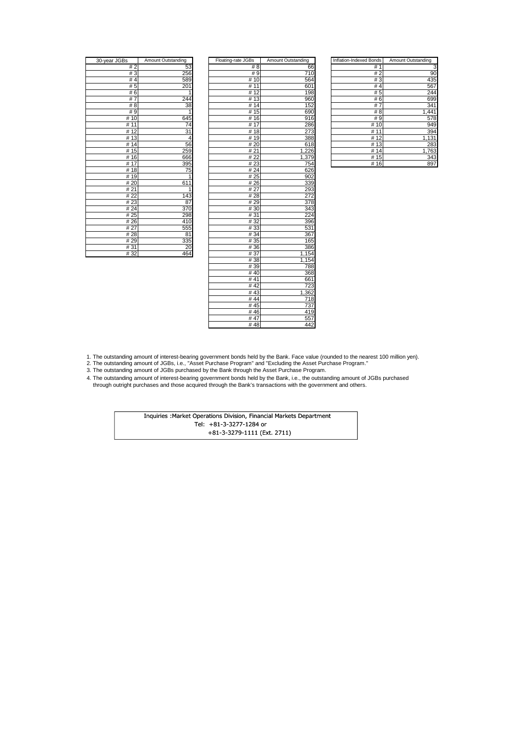| 30-year JGBs | Amount Outstanding |
|---|---|
| # 2 | 53 |
| # 3 | 256 |
| # 4 | 589 |
| # 5 | 201 |
| # 6 | 1 |
| # 7 | 244 |
| # 8 | 38 |
| # 9 | 1 |
| # 10 | 645 |
| # 11 | 74 |
| # 12 | 31 |
| # 13 | 4 |
| # 14 | 56 |
| # 15 | 259 |
| # 16 | 666 |
| # 17 | 395 |
| # 18 | 75 |
| # 19 | 1 |
| # 20 | 611 |
| # 21 | 1 |
| # 22 | 143 |
| # 23 | 87 |
| # 24 | 370 |
| # 25 | 298 |
| # 26 | 410 |
| # 27 | 555 |
| # 28 | 81 |
| # 29 | 335 |
| # 31 | 20 |
| # 32 | 464 |

| Floating-rate JGBs | Amount Outstanding |
|---|---|
| # 8 | 66 |
| # 9 | 710 |
| # 10 | 564 |
| # 11 | 601 |
| # 12 | 198 |
| # 13 | 960 |
| # 14 | 152 |
| # 15 | 690 |
| # 16 | 916 |
| # 17 | 286 |
| # 18 | 273 |
| # 19 | 388 |
| # 20 | 618 |
| # 21 | 1,226 |
| # 22 | 1,379 |
| # 23 | 754 |
| # 24 | 626 |
| # 25 | 902 |
| # 26 | 339 |
| # 27 | 293 |
| # 28 | 272 |
| # 29 | 378 |
| # 30 | 343 |
| # 31 | 224 |
| # 32 | 396 |
| # 33 | 531 |
| # 34 | 367 |
| # 35 | 165 |
| # 36 | 386 |
| # 37 | 1,154 |
| # 38 | 1,154 |
| # 39 | 788 |
| # 40 | 368 |
| # 41 | 661 |
| # 42 | 723 |
| # 43 | 1,362 |
| # 44 | 718 |
| # 45 | 737 |
| # 46 | 419 |
| # 47 | 557 |
| # 48 | 442 |

| Inflation-Indexed Bonds | Amount Outstanding |
|---|---|
| # 1 | 3 |
| # 2 | 90 |
| # 3 | 435 |
| # 4 | 567 |
| # 5 | 244 |
| # 6 | 699 |
| # 7 | 341 |
| # 8 | 1,441 |
| # 9 | 578 |
| # 10 | 949 |
| # 11 | 394 |
| # 12 | 1,131 |
| # 13 | 283 |
| # 14 | 1,763 |
| # 15 | 343 |
| # 16 | 897 |

1. The outstanding amount of interest-bearing government bonds held by the Bank. Face value (rounded to the nearest 100 million yen).
2. The outstanding amount of JGBs, i.e., "Asset Purchase Program" and "Excluding the Asset Purchase Program."
3. The outstanding amount of JGBs purchased by the Bank through the Asset Purchase Program.
4. The outstanding amount of interest-bearing government bonds held by the Bank, i.e., the outstanding amount of JGBs purchased through outright purchases and those acquired through the Bank's transactions with the government and others.

Inquiries :Market Operations Division, Financial Markets Department
Tel: +81-3-3277-1284 or
+81-3-3279-1111 (Ext. 2711)